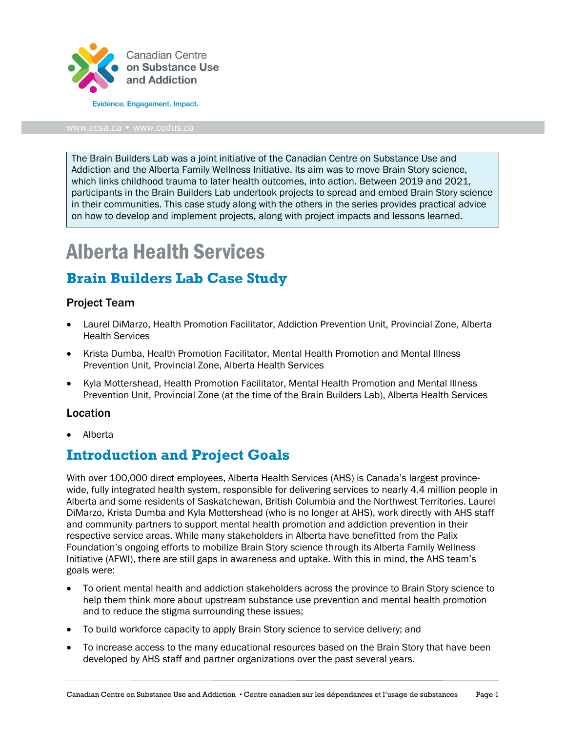Canadian Centre on Substance Use and Addiction

Evidence. Engagement. Impact.

www.ccsa.ca • www.ccdus.ca

> The Brain Builders Lab was a joint initiative of the Canadian Centre on Substance Use and Addiction and the Alberta Family Wellness Initiative. Its aim was to move Brain Story science, which links childhood trauma to later health outcomes, into action. Between 2019 and 2021, participants in the Brain Builders Lab undertook projects to spread and embed Brain Story science in their communities. This case study along with the others in the series provides practical advice on how to develop and implement projects, along with project impacts and lessons learned.

# Alberta Health Services

## Brain Builders Lab Case Study

### Project Team

- Laurel DiMarzo, Health Promotion Facilitator, Addiction Prevention Unit, Provincial Zone, Alberta Health Services
- Krista Dumba, Health Promotion Facilitator, Mental Health Promotion and Mental Illness Prevention Unit, Provincial Zone, Alberta Health Services
- Kyla Mottershead, Health Promotion Facilitator, Mental Health Promotion and Mental Illness Prevention Unit, Provincial Zone (at the time of the Brain Builders Lab), Alberta Health Services

### Location

- Alberta

## Introduction and Project Goals

With over 100,000 direct employees, Alberta Health Services (AHS) is Canada's largest province-wide, fully integrated health system, responsible for delivering services to nearly 4.4 million people in Alberta and some residents of Saskatchewan, British Columbia and the Northwest Territories. Laurel DiMarzo, Krista Dumba and Kyla Mottershead (who is no longer at AHS), work directly with AHS staff and community partners to support mental health promotion and addiction prevention in their respective service areas. While many stakeholders in Alberta have benefitted from the Palix Foundation's ongoing efforts to mobilize Brain Story science through its Alberta Family Wellness Initiative (AFWI), there are still gaps in awareness and uptake. With this in mind, the AHS team's goals were:

- To orient mental health and addiction stakeholders across the province to Brain Story science to help them think more about upstream substance use prevention and mental health promotion and to reduce the stigma surrounding these issues;
- To build workforce capacity to apply Brain Story science to service delivery; and
- To increase access to the many educational resources based on the Brain Story that have been developed by AHS staff and partner organizations over the past several years.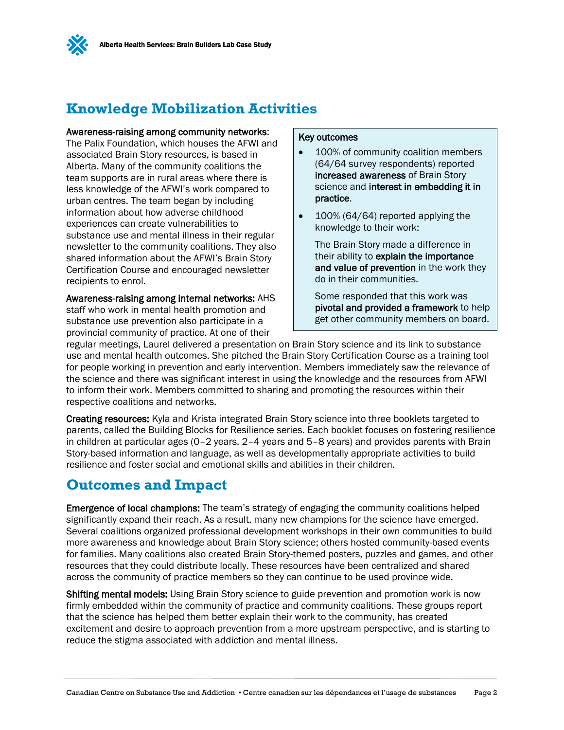## Knowledge Mobilization Activities

**Awareness-raising among community networks**: The Palix Foundation, which houses the AFWI and associated Brain Story resources, is based in Alberta. Many of the community coalitions the team supports are in rural areas where there is less knowledge of the AFWI's work compared to urban centres. The team began by including information about how adverse childhood experiences can create vulnerabilities to substance use and mental illness in their regular newsletter to the community coalitions. They also shared information about the AFWI's Brain Story Certification Course and encouraged newsletter recipients to enrol.

**Awareness-raising among internal networks:** AHS staff who work in mental health promotion and substance use prevention also participate in a provincial community of practice. At one of their regular meetings, Laurel delivered a presentation on Brain Story science and its link to substance use and mental health outcomes. She pitched the Brain Story Certification Course as a training tool for people working in prevention and early intervention. Members immediately saw the relevance of the science and there was significant interest in using the knowledge and the resources from AFWI to inform their work. Members committed to sharing and promoting the resources within their respective coalitions and networks.

> **Key outcomes**
>
> - 100% of community coalition members (64/64 survey respondents) reported **increased awareness** of Brain Story science and **interest in embedding it in practice**.
> - 100% (64/64) reported applying the knowledge to their work:
>
>   The Brain Story made a difference in their ability to **explain the importance and value of prevention** in the work they do in their communities.
>
>   Some responded that this work was **pivotal and provided a framework** to help get other community members on board.

**Creating resources:** Kyla and Krista integrated Brain Story science into three booklets targeted to parents, called the Building Blocks for Resilience series. Each booklet focuses on fostering resilience in children at particular ages (0–2 years, 2–4 years and 5–8 years) and provides parents with Brain Story-based information and language, as well as developmentally appropriate activities to build resilience and foster social and emotional skills and abilities in their children.

## Outcomes and Impact

**Emergence of local champions:** The team's strategy of engaging the community coalitions helped significantly expand their reach. As a result, many new champions for the science have emerged. Several coalitions organized professional development workshops in their own communities to build more awareness and knowledge about Brain Story science; others hosted community-based events for families. Many coalitions also created Brain Story-themed posters, puzzles and games, and other resources that they could distribute locally. These resources have been centralized and shared across the community of practice members so they can continue to be used province wide.

**Shifting mental models:** Using Brain Story science to guide prevention and promotion work is now firmly embedded within the community of practice and community coalitions. These groups report that the science has helped them better explain their work to the community, has created excitement and desire to approach prevention from a more upstream perspective, and is starting to reduce the stigma associated with addiction and mental illness.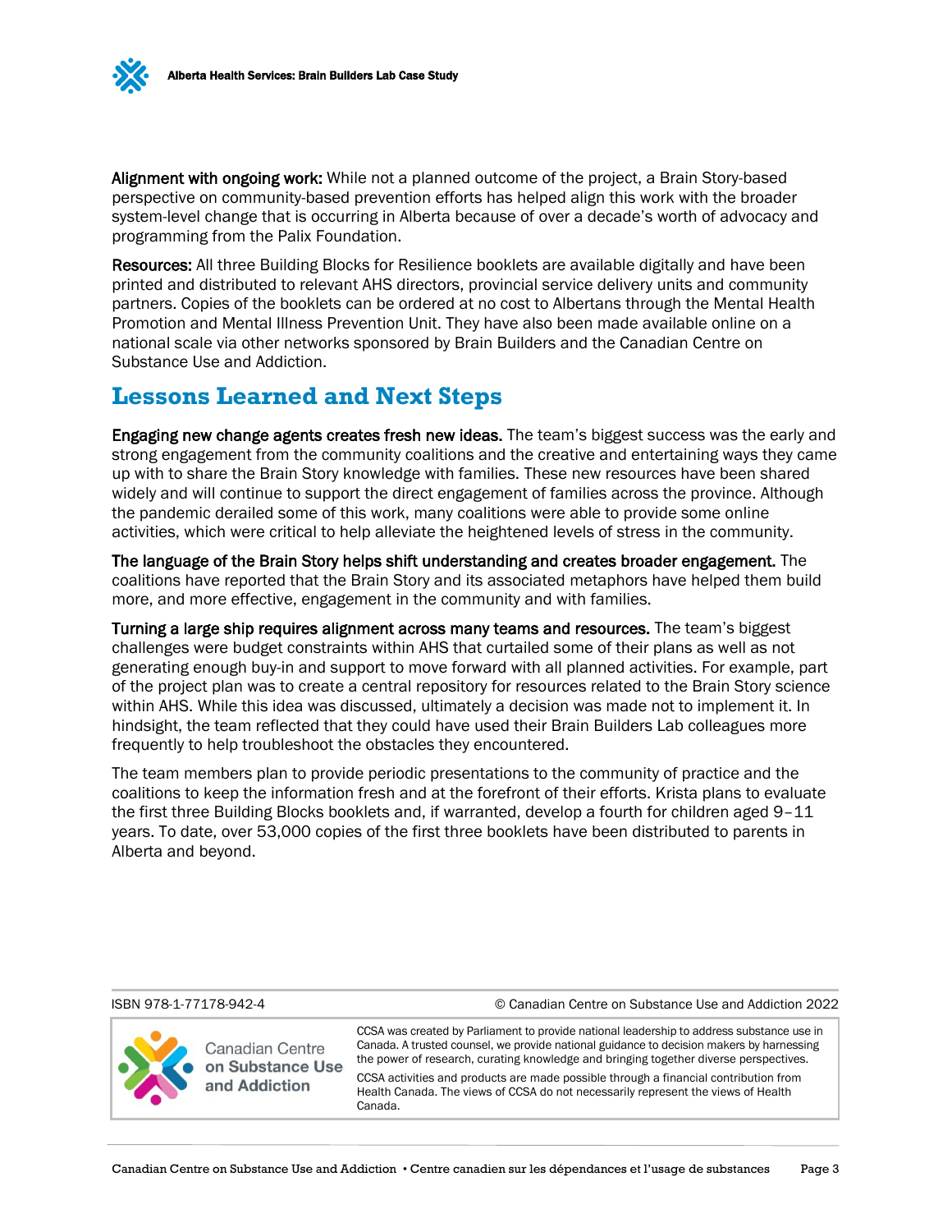**Alignment with ongoing work:** While not a planned outcome of the project, a Brain Story-based perspective on community-based prevention efforts has helped align this work with the broader system-level change that is occurring in Alberta because of over a decade's worth of advocacy and programming from the Palix Foundation.

**Resources:** All three Building Blocks for Resilience booklets are available digitally and have been printed and distributed to relevant AHS directors, provincial service delivery units and community partners. Copies of the booklets can be ordered at no cost to Albertans through the Mental Health Promotion and Mental Illness Prevention Unit. They have also been made available online on a national scale via other networks sponsored by Brain Builders and the Canadian Centre on Substance Use and Addiction.

## Lessons Learned and Next Steps

**Engaging new change agents creates fresh new ideas.** The team's biggest success was the early and strong engagement from the community coalitions and the creative and entertaining ways they came up with to share the Brain Story knowledge with families. These new resources have been shared widely and will continue to support the direct engagement of families across the province. Although the pandemic derailed some of this work, many coalitions were able to provide some online activities, which were critical to help alleviate the heightened levels of stress in the community.

**The language of the Brain Story helps shift understanding and creates broader engagement.** The coalitions have reported that the Brain Story and its associated metaphors have helped them build more, and more effective, engagement in the community and with families.

**Turning a large ship requires alignment across many teams and resources.** The team's biggest challenges were budget constraints within AHS that curtailed some of their plans as well as not generating enough buy-in and support to move forward with all planned activities. For example, part of the project plan was to create a central repository for resources related to the Brain Story science within AHS. While this idea was discussed, ultimately a decision was made not to implement it. In hindsight, the team reflected that they could have used their Brain Builders Lab colleagues more frequently to help troubleshoot the obstacles they encountered.

The team members plan to provide periodic presentations to the community of practice and the coalitions to keep the information fresh and at the forefront of their efforts. Krista plans to evaluate the first three Building Blocks booklets and, if warranted, develop a fourth for children aged 9–11 years. To date, over 53,000 copies of the first three booklets have been distributed to parents in Alberta and beyond.

ISBN 978-1-77178-942-4

© Canadian Centre on Substance Use and Addiction 2022

Canadian Centre on Substance Use and Addiction

CCSA was created by Parliament to provide national leadership to address substance use in Canada. A trusted counsel, we provide national guidance to decision makers by harnessing the power of research, curating knowledge and bringing together diverse perspectives.

CCSA activities and products are made possible through a financial contribution from Health Canada. The views of CCSA do not necessarily represent the views of Health Canada.